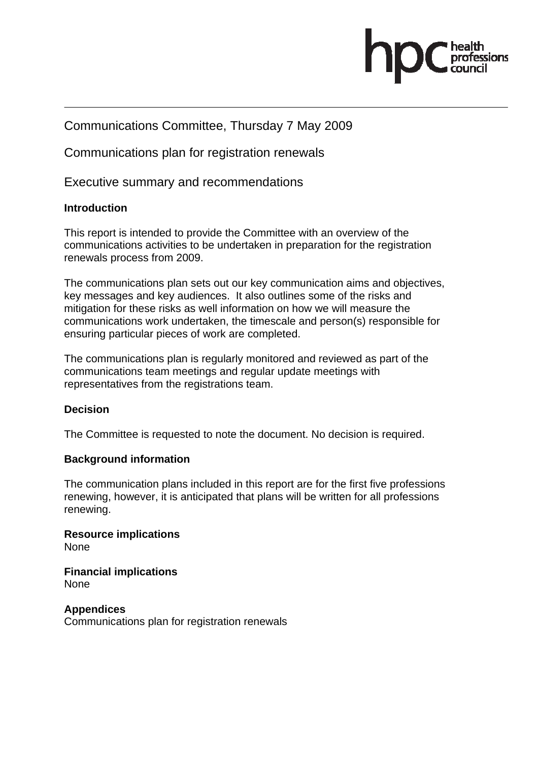Communications Committee, Thursday 7 May 2009

Communications plan for registration renewals

Executive summary and recommendations

**Introduction**

This report is intended to provide the Committee with an overview of the communications activities to be undertaken in preparation for the registration renewals process from 2009.

The communications plan sets out our key communication aims and objectives, key messages and key audiences. It also outlines some of the risks and mitigation for these risks as well information on how we will measure the communications work undertaken, the timescale and person(s) responsible for ensuring particular pieces of work are completed.

The communications plan is regularly monitored and reviewed as part of the communications team meetings and regular update meetings with representatives from the registrations team.

**Decision**

The Committee is requested to note the document. No decision is required.

**Background information**

The communication plans included in this report are for the first five professions renewing, however, it is anticipated that plans will be written for all professions renewing.

**Resource implications**
None

**Financial implications**
None

**Appendices**
Communications plan for registration renewals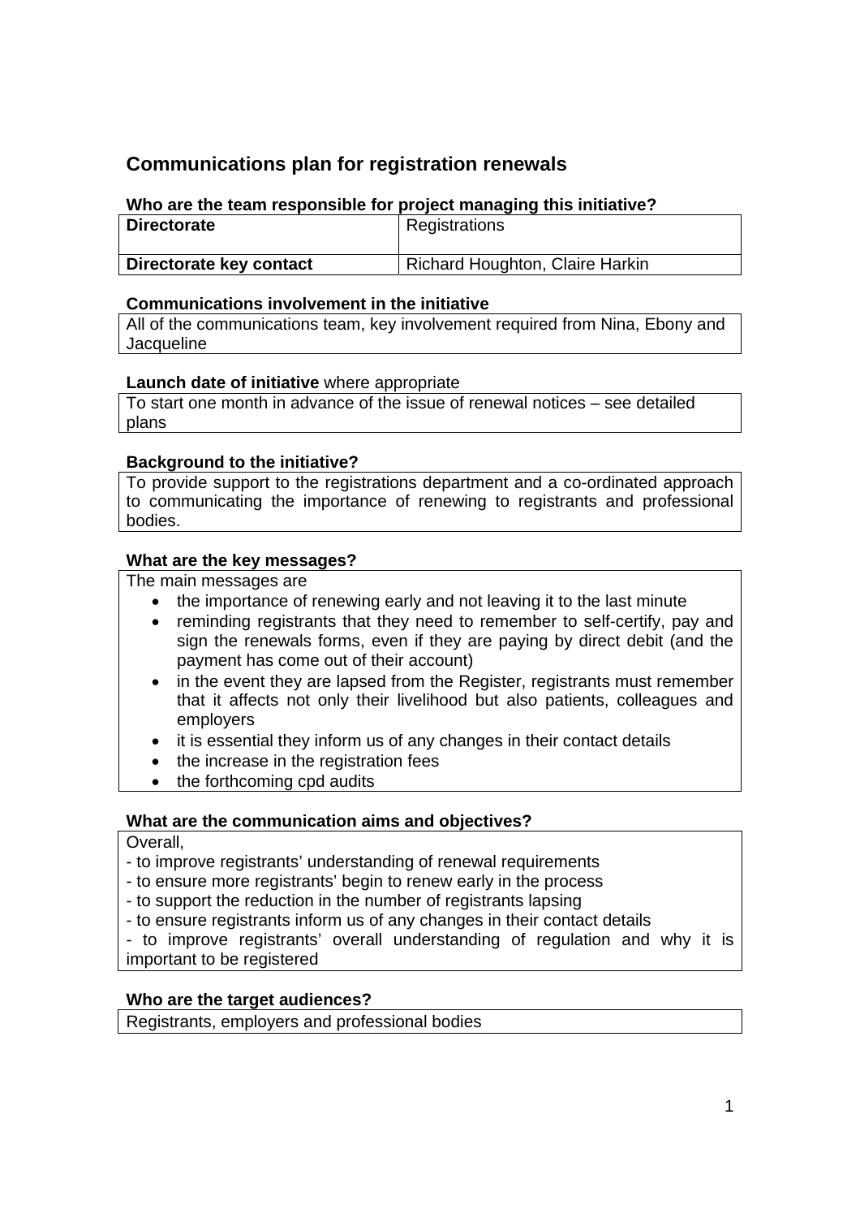## Communications plan for registration renewals

**Who are the team responsible for project managing this initiative?**

| **Directorate** | Registrations |
|---|---|
| **Directorate key contact** | Richard Houghton, Claire Harkin |

**Communications involvement in the initiative**

All of the communications team, key involvement required from Nina, Ebony and Jacqueline

**Launch date of initiative** where appropriate

To start one month in advance of the issue of renewal notices – see detailed plans

**Background to the initiative?**

To provide support to the registrations department and a co-ordinated approach to communicating the importance of renewing to registrants and professional bodies.

**What are the key messages?**

The main messages are

- the importance of renewing early and not leaving it to the last minute
- reminding registrants that they need to remember to self-certify, pay and sign the renewals forms, even if they are paying by direct debit (and the payment has come out of their account)
- in the event they are lapsed from the Register, registrants must remember that it affects not only their livelihood but also patients, colleagues and employers
- it is essential they inform us of any changes in their contact details
- the increase in the registration fees
- the forthcoming cpd audits

**What are the communication aims and objectives?**

Overall,

- to improve registrants' understanding of renewal requirements
- to ensure more registrants' begin to renew early in the process
- to support the reduction in the number of registrants lapsing
- to ensure registrants inform us of any changes in their contact details
- to improve registrants' overall understanding of regulation and why it is important to be registered

**Who are the target audiences?**

Registrants, employers and professional bodies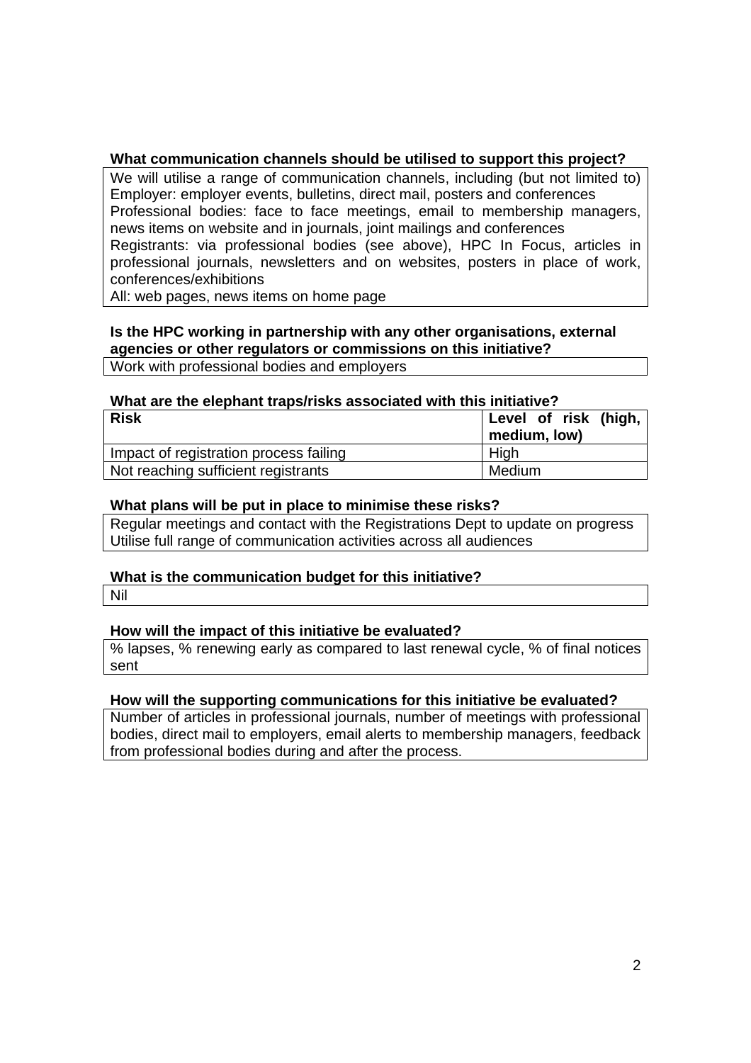**What communication channels should be utilised to support this project?**

We will utilise a range of communication channels, including (but not limited to)
Employer: employer events, bulletins, direct mail, posters and conferences
Professional bodies: face to face meetings, email to membership managers, news items on website and in journals, joint mailings and conferences
Registrants: via professional bodies (see above), HPC In Focus, articles in professional journals, newsletters and on websites, posters in place of work, conferences/exhibitions
All: web pages, news items on home page

**Is the HPC working in partnership with any other organisations, external agencies or other regulators or commissions on this initiative?**

Work with professional bodies and employers

**What are the elephant traps/risks associated with this initiative?**

| Risk | Level of risk (high, medium, low) |
|---|---|
| Impact of registration process failing | High |
| Not reaching sufficient registrants | Medium |

**What plans will be put in place to minimise these risks?**

Regular meetings and contact with the Registrations Dept to update on progress
Utilise full range of communication activities across all audiences

**What is the communication budget for this initiative?**

Nil

**How will the impact of this initiative be evaluated?**

% lapses, % renewing early as compared to last renewal cycle, % of final notices sent

**How will the supporting communications for this initiative be evaluated?**

Number of articles in professional journals, number of meetings with professional bodies, direct mail to employers, email alerts to membership managers, feedback from professional bodies during and after the process.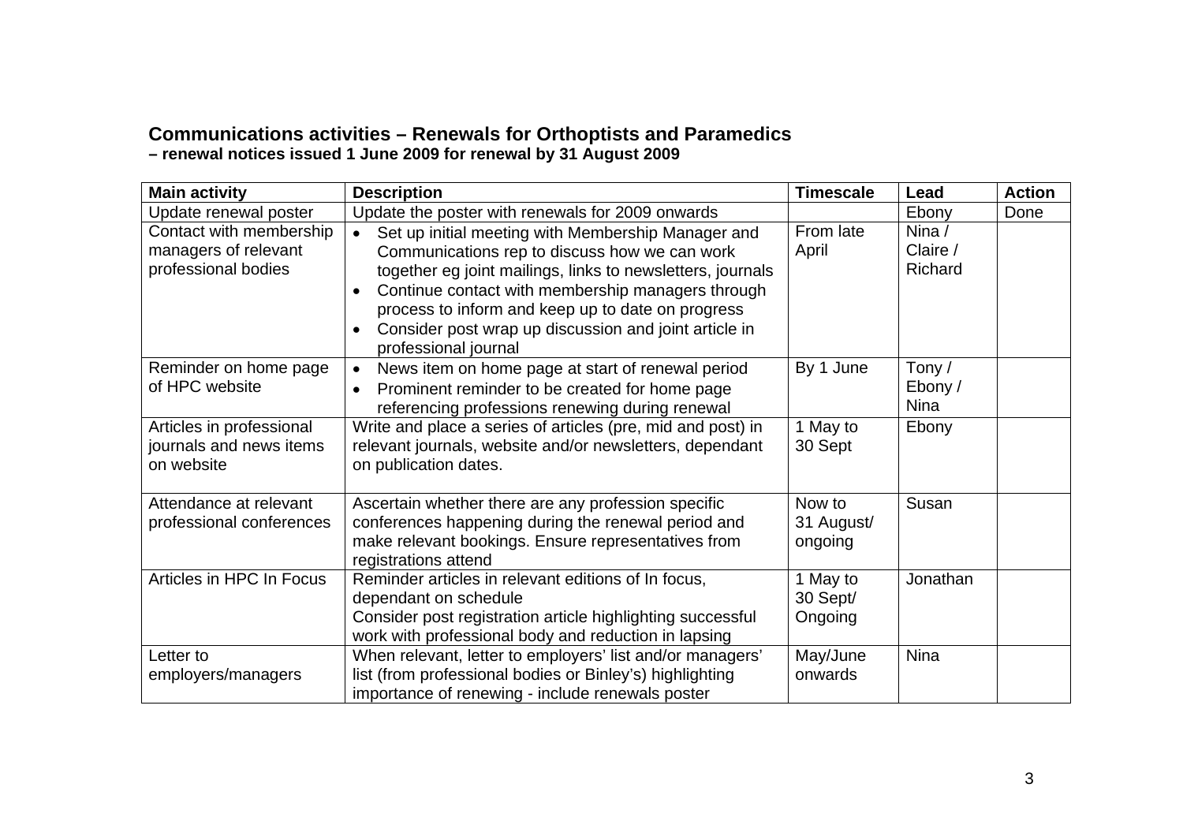## Communications activities – Renewals for Orthoptists and Paramedics

**– renewal notices issued 1 June 2009 for renewal by 31 August 2009**

| Main activity | Description | Timescale | Lead | Action |
|---|---|---|---|---|
| Update renewal poster | Update the poster with renewals for 2009 onwards | | Ebony | Done |
| Contact with membership managers of relevant professional bodies | • Set up initial meeting with Membership Manager and Communications rep to discuss how we can work together eg joint mailings, links to newsletters, journals<br>• Continue contact with membership managers through process to inform and keep up to date on progress<br>• Consider post wrap up discussion and joint article in professional journal | From late April | Nina / Claire / Richard | |
| Reminder on home page of HPC website | • News item on home page at start of renewal period<br>• Prominent reminder to be created for home page referencing professions renewing during renewal | By 1 June | Tony / Ebony / Nina | |
| Articles in professional journals and news items on website | Write and place a series of articles (pre, mid and post) in relevant journals, website and/or newsletters, dependant on publication dates. | 1 May to 30 Sept | Ebony | |
| Attendance at relevant professional conferences | Ascertain whether there are any profession specific conferences happening during the renewal period and make relevant bookings. Ensure representatives from registrations attend | Now to 31 August/ ongoing | Susan | |
| Articles in HPC In Focus | Reminder articles in relevant editions of In focus, dependant on schedule<br>Consider post registration article highlighting successful work with professional body and reduction in lapsing | 1 May to 30 Sept/ Ongoing | Jonathan | |
| Letter to employers/managers | When relevant, letter to employers' list and/or managers' list (from professional bodies or Binley's) highlighting importance of renewing - include renewals poster | May/June onwards | Nina | |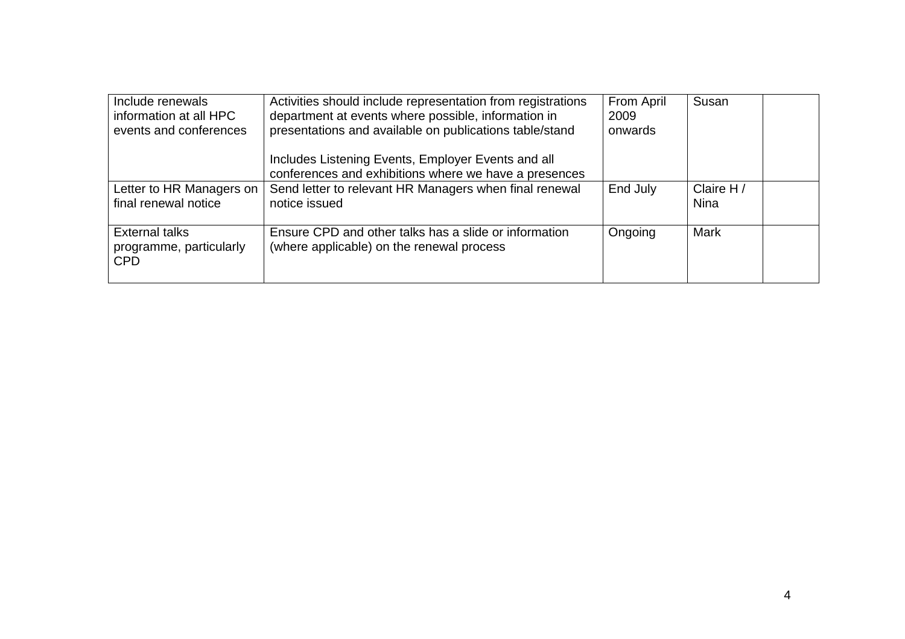| | | | | |
|---|---|---|---|---|
| Include renewals information at all HPC events and conferences | Activities should include representation from registrations department at events where possible, information in presentations and available on publications table/stand<br><br>Includes Listening Events, Employer Events and all conferences and exhibitions where we have a presences | From April 2009 onwards | Susan | |
| Letter to HR Managers on final renewal notice | Send letter to relevant HR Managers when final renewal notice issued | End July | Claire H / Nina | |
| External talks programme, particularly CPD | Ensure CPD and other talks has a slide or information (where applicable) on the renewal process | Ongoing | Mark | |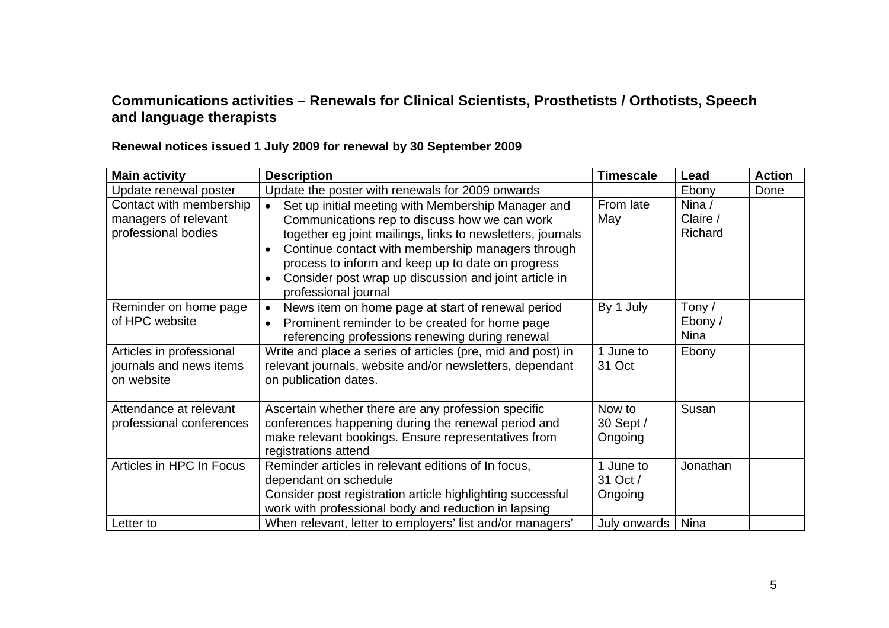## Communications activities – Renewals for Clinical Scientists, Prosthetists / Orthotists, Speech and language therapists

**Renewal notices issued 1 July 2009 for renewal by 30 September 2009**

| Main activity | Description | Timescale | Lead | Action |
|---|---|---|---|---|
| Update renewal poster | Update the poster with renewals for 2009 onwards | | Ebony | Done |
| Contact with membership managers of relevant professional bodies | • Set up initial meeting with Membership Manager and Communications rep to discuss how we can work together eg joint mailings, links to newsletters, journals<br>• Continue contact with membership managers through process to inform and keep up to date on progress<br>• Consider post wrap up discussion and joint article in professional journal | From late May | Nina / Claire / Richard | |
| Reminder on home page of HPC website | • News item on home page at start of renewal period<br>• Prominent reminder to be created for home page referencing professions renewing during renewal | By 1 July | Tony / Ebony / Nina | |
| Articles in professional journals and news items on website | Write and place a series of articles (pre, mid and post) in relevant journals, website and/or newsletters, dependant on publication dates. | 1 June to 31 Oct | Ebony | |
| Attendance at relevant professional conferences | Ascertain whether there are any profession specific conferences happening during the renewal period and make relevant bookings. Ensure representatives from registrations attend | Now to 30 Sept / Ongoing | Susan | |
| Articles in HPC In Focus | Reminder articles in relevant editions of In focus, dependant on schedule<br>Consider post registration article highlighting successful work with professional body and reduction in lapsing | 1 June to 31 Oct / Ongoing | Jonathan | |
| Letter to | When relevant, letter to employers' list and/or managers' | July onwards | Nina | |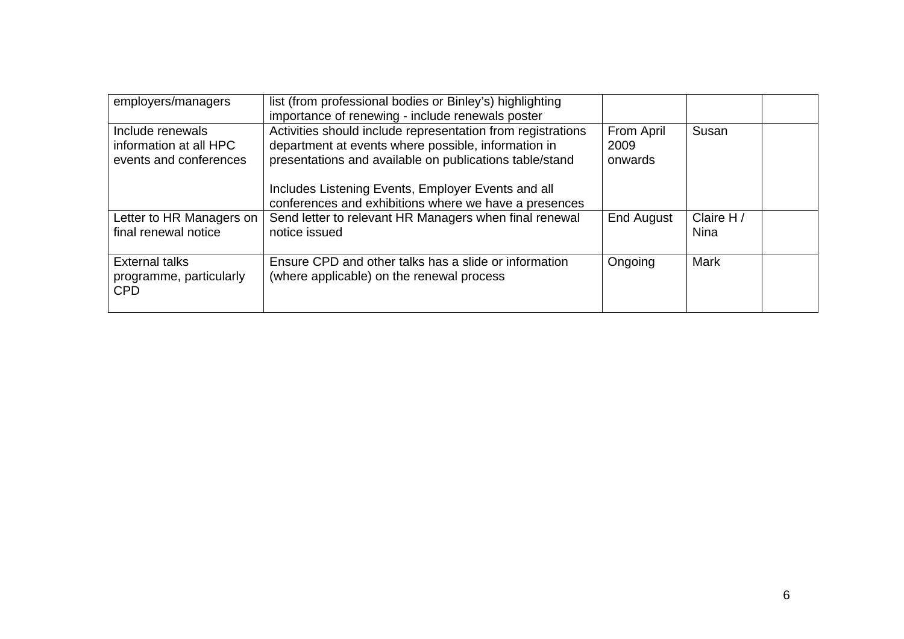| | | | | |
|---|---|---|---|---|
| employers/managers | list (from professional bodies or Binley's) highlighting importance of renewing - include renewals poster | | | |
| Include renewals information at all HPC events and conferences | Activities should include representation from registrations department at events where possible, information in presentations and available on publications table/stand<br><br>Includes Listening Events, Employer Events and all conferences and exhibitions where we have a presences | From April 2009 onwards | Susan | |
| Letter to HR Managers on final renewal notice | Send letter to relevant HR Managers when final renewal notice issued | End August | Claire H / Nina | |
| External talks programme, particularly CPD | Ensure CPD and other talks has a slide or information (where applicable) on the renewal process | Ongoing | Mark | |